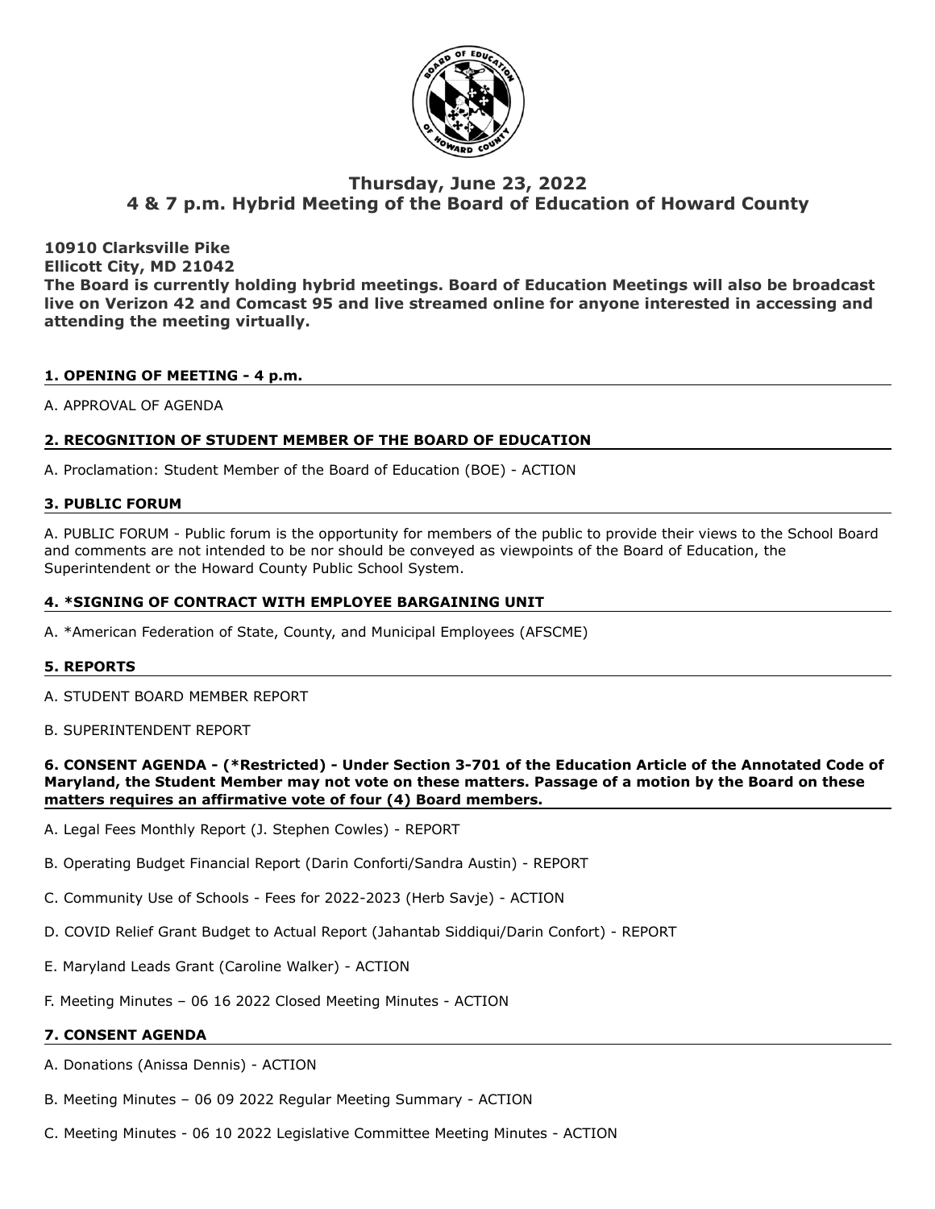# Thursday, June 23, 2022
# 4 & 7 p.m. Hybrid Meeting of the Board of Education of Howard County

**10910 Clarksville Pike**
**Ellicott City, MD 21042**
**The Board is currently holding hybrid meetings. Board of Education Meetings will also be broadcast live on Verizon 42 and Comcast 95 and live streamed online for anyone interested in accessing and attending the meeting virtually.**

## 1. OPENING OF MEETING - 4 p.m.

A. APPROVAL OF AGENDA

## 2. RECOGNITION OF STUDENT MEMBER OF THE BOARD OF EDUCATION

A. Proclamation: Student Member of the Board of Education (BOE) - ACTION

## 3. PUBLIC FORUM

A. PUBLIC FORUM - Public forum is the opportunity for members of the public to provide their views to the School Board and comments are not intended to be nor should be conveyed as viewpoints of the Board of Education, the Superintendent or the Howard County Public School System.

## 4. *SIGNING OF CONTRACT WITH EMPLOYEE BARGAINING UNIT

A. *American Federation of State, County, and Municipal Employees (AFSCME)

## 5. REPORTS

A. STUDENT BOARD MEMBER REPORT

B. SUPERINTENDENT REPORT

## 6. CONSENT AGENDA - (*Restricted) - Under Section 3-701 of the Education Article of the Annotated Code of Maryland, the Student Member may not vote on these matters. Passage of a motion by the Board on these matters requires an affirmative vote of four (4) Board members.

A. Legal Fees Monthly Report (J. Stephen Cowles) - REPORT

B. Operating Budget Financial Report (Darin Conforti/Sandra Austin) - REPORT

C. Community Use of Schools - Fees for 2022-2023 (Herb Savje) - ACTION

D. COVID Relief Grant Budget to Actual Report (Jahantab Siddiqui/Darin Confort) - REPORT

E. Maryland Leads Grant (Caroline Walker) - ACTION

F. Meeting Minutes – 06 16 2022 Closed Meeting Minutes - ACTION

## 7. CONSENT AGENDA

A. Donations (Anissa Dennis) - ACTION

B. Meeting Minutes – 06 09 2022 Regular Meeting Summary - ACTION

C. Meeting Minutes - 06 10 2022 Legislative Committee Meeting Minutes - ACTION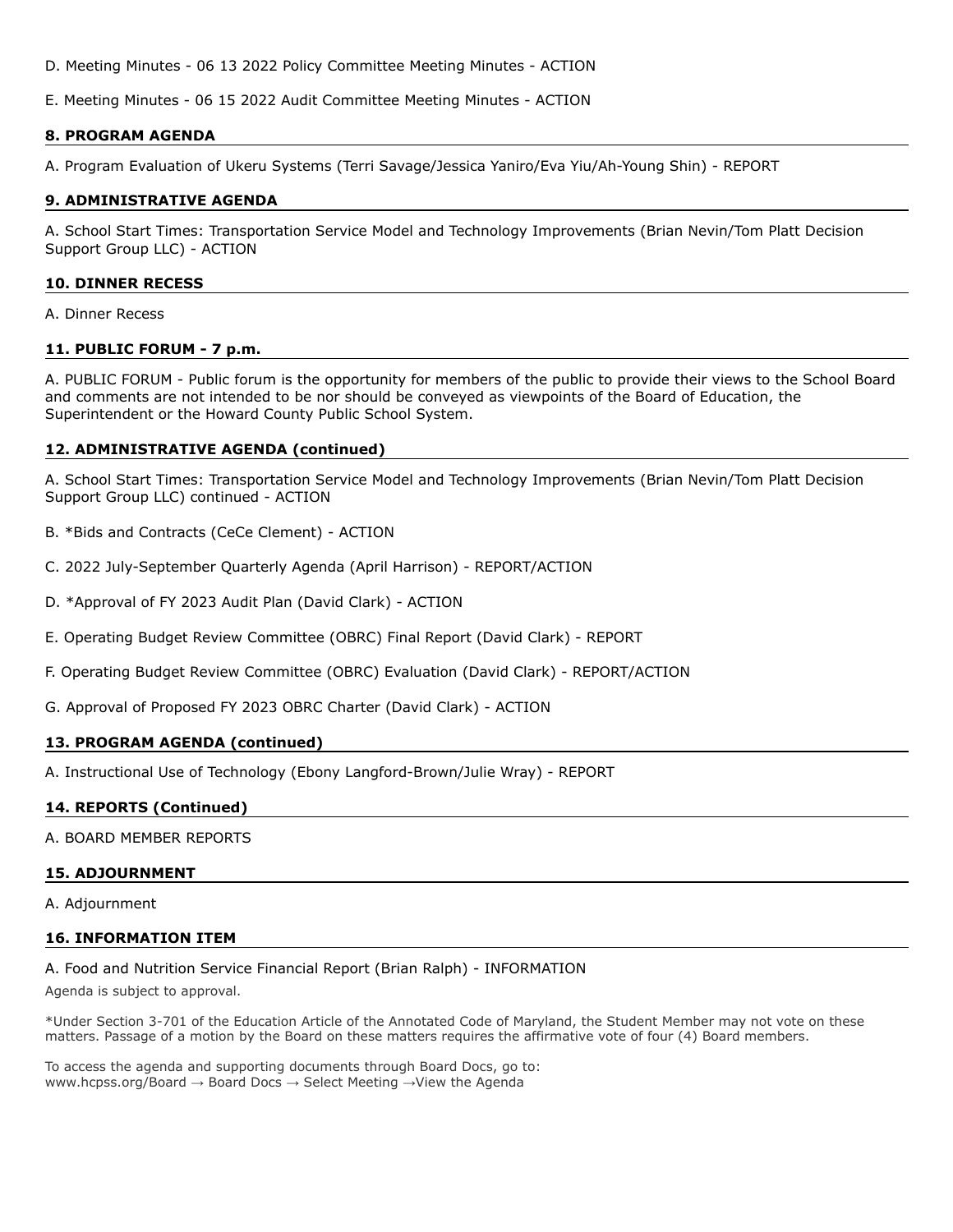D. Meeting Minutes - 06 13 2022 Policy Committee Meeting Minutes - ACTION

E. Meeting Minutes - 06 15 2022 Audit Committee Meeting Minutes - ACTION

### 8. PROGRAM AGENDA

A. Program Evaluation of Ukeru Systems (Terri Savage/Jessica Yaniro/Eva Yiu/Ah-Young Shin) - REPORT

### 9. ADMINISTRATIVE AGENDA

A. School Start Times: Transportation Service Model and Technology Improvements (Brian Nevin/Tom Platt Decision Support Group LLC) - ACTION

### 10. DINNER RECESS

A. Dinner Recess

### 11. PUBLIC FORUM - 7 p.m.

A. PUBLIC FORUM - Public forum is the opportunity for members of the public to provide their views to the School Board and comments are not intended to be nor should be conveyed as viewpoints of the Board of Education, the Superintendent or the Howard County Public School System.

### 12. ADMINISTRATIVE AGENDA (continued)

A. School Start Times: Transportation Service Model and Technology Improvements (Brian Nevin/Tom Platt Decision Support Group LLC) continued - ACTION

B. *Bids and Contracts (CeCe Clement) - ACTION

C. 2022 July-September Quarterly Agenda (April Harrison) - REPORT/ACTION

D. *Approval of FY 2023 Audit Plan (David Clark) - ACTION

E. Operating Budget Review Committee (OBRC) Final Report (David Clark) - REPORT

F. Operating Budget Review Committee (OBRC) Evaluation (David Clark) - REPORT/ACTION

G. Approval of Proposed FY 2023 OBRC Charter (David Clark) - ACTION

### 13. PROGRAM AGENDA (continued)

A. Instructional Use of Technology (Ebony Langford-Brown/Julie Wray) - REPORT

### 14. REPORTS (Continued)

A. BOARD MEMBER REPORTS

### 15. ADJOURNMENT

A. Adjournment

### 16. INFORMATION ITEM

A. Food and Nutrition Service Financial Report (Brian Ralph) - INFORMATION

Agenda is subject to approval.

*Under Section 3-701 of the Education Article of the Annotated Code of Maryland, the Student Member may not vote on these matters. Passage of a motion by the Board on these matters requires the affirmative vote of four (4) Board members.

To access the agenda and supporting documents through Board Docs, go to:
www.hcpss.org/Board → Board Docs → Select Meeting →View the Agenda